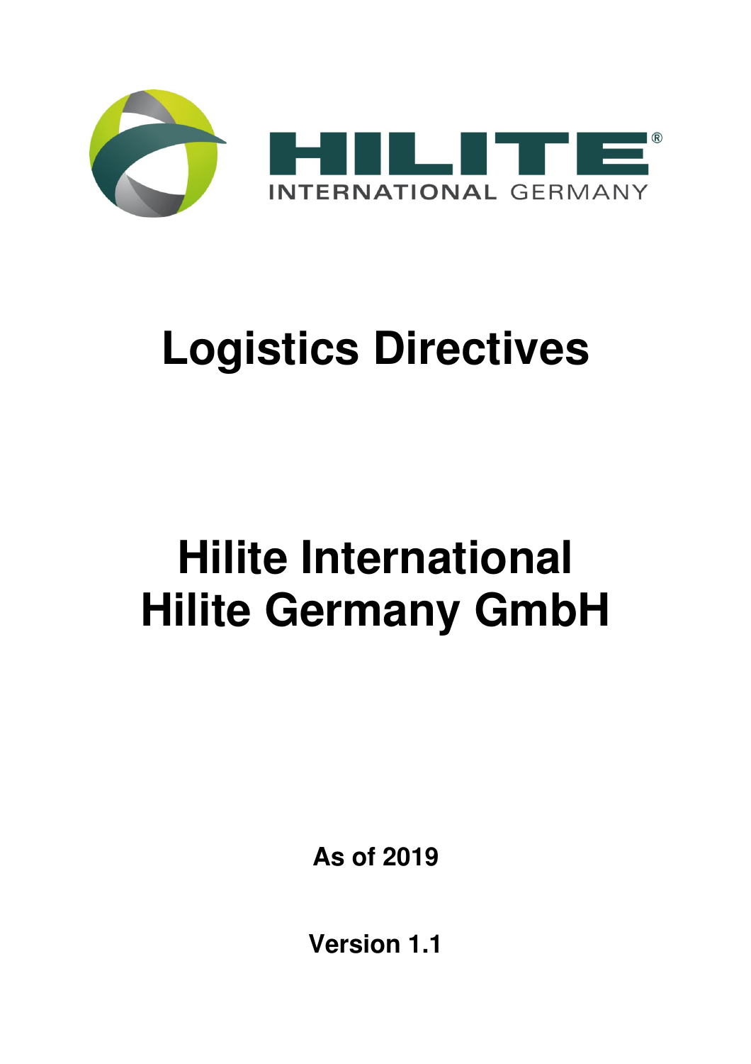HILITE® INTERNATIONAL GERMANY

# Logistics Directives

# Hilite International
# Hilite Germany GmbH

**As of 2019**

**Version 1.1**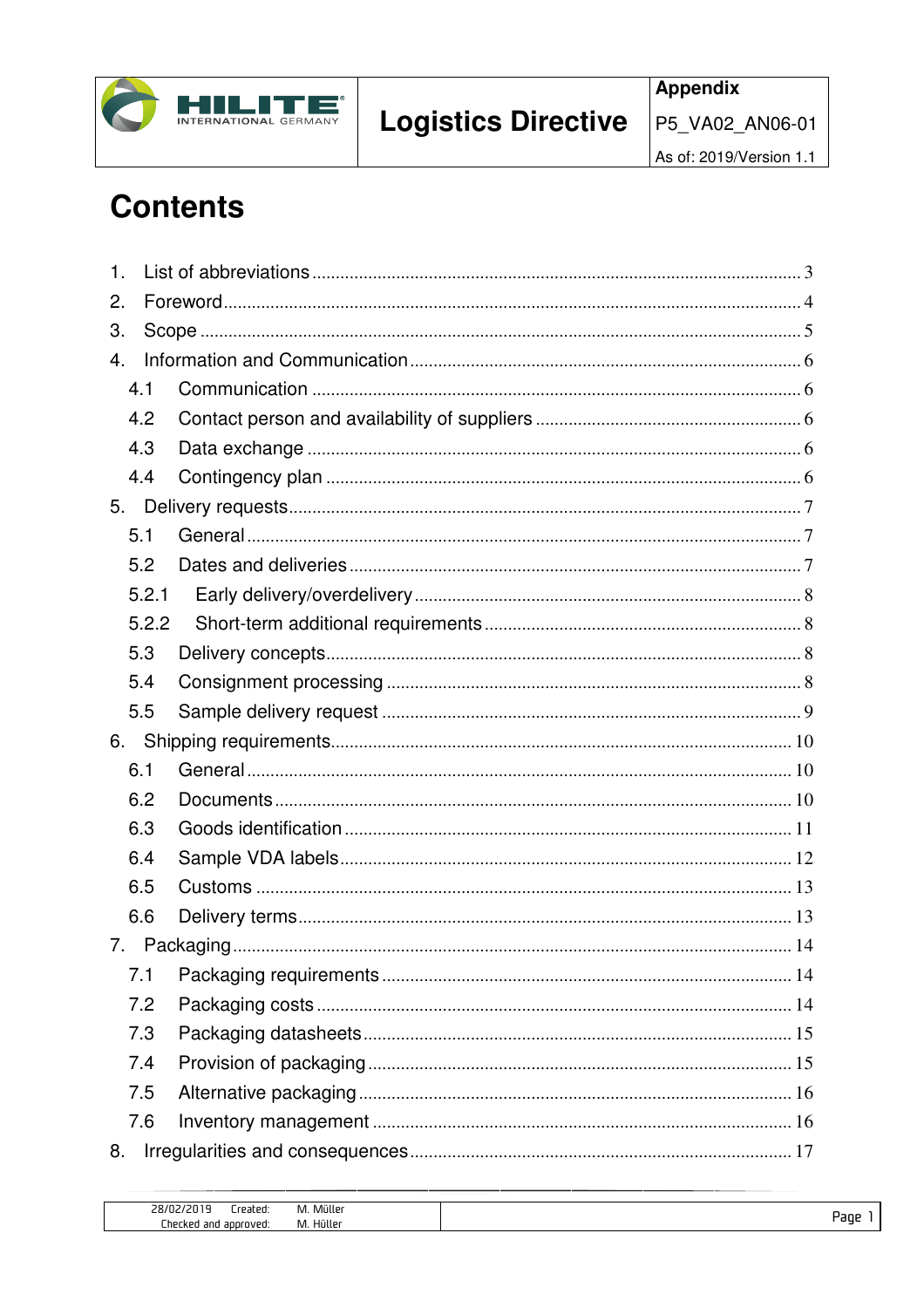# Contents

1. List of abbreviations ..... 3
2. Foreword ..... 4
3. Scope ..... 5
4. Information and Communication ..... 6
   - 4.1 Communication ..... 6
   - 4.2 Contact person and availability of suppliers ..... 6
   - 4.3 Data exchange ..... 6
   - 4.4 Contingency plan ..... 6
5. Delivery requests ..... 7
   - 5.1 General ..... 7
   - 5.2 Dates and deliveries ..... 7
   - 5.2.1 Early delivery/overdelivery ..... 8
   - 5.2.2 Short-term additional requirements ..... 8
   - 5.3 Delivery concepts ..... 8
   - 5.4 Consignment processing ..... 8
   - 5.5 Sample delivery request ..... 9
6. Shipping requirements ..... 10
   - 6.1 General ..... 10
   - 6.2 Documents ..... 10
   - 6.3 Goods identification ..... 11
   - 6.4 Sample VDA labels ..... 12
   - 6.5 Customs ..... 13
   - 6.6 Delivery terms ..... 13
7. Packaging ..... 14
   - 7.1 Packaging requirements ..... 14
   - 7.2 Packaging costs ..... 14
   - 7.3 Packaging datasheets ..... 15
   - 7.4 Provision of packaging ..... 15
   - 7.5 Alternative packaging ..... 16
   - 7.6 Inventory management ..... 16
8. Irregularities and consequences ..... 17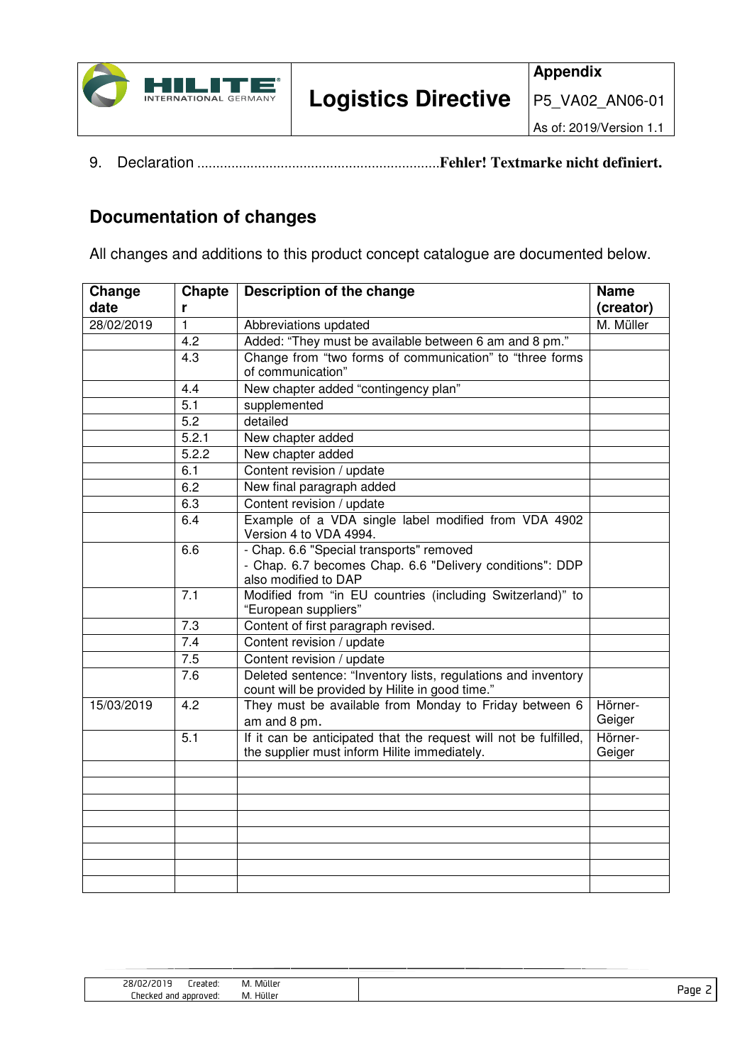9. Declaration ..............................................................**Fehler! Textmarke nicht definiert.**

## Documentation of changes

All changes and additions to this product concept catalogue are documented below.

| Change date | Chapter | Description of the change | Name (creator) |
|---|---|---|---|
| 28/02/2019 | 1 | Abbreviations updated | M. Müller |
| | 4.2 | Added: "They must be available between 6 am and 8 pm." | |
| | 4.3 | Change from "two forms of communication" to "three forms of communication" | |
| | 4.4 | New chapter added "contingency plan" | |
| | 5.1 | supplemented | |
| | 5.2 | detailed | |
| | 5.2.1 | New chapter added | |
| | 5.2.2 | New chapter added | |
| | 6.1 | Content revision / update | |
| | 6.2 | New final paragraph added | |
| | 6.3 | Content revision / update | |
| | 6.4 | Example of a VDA single label modified from VDA 4902 Version 4 to VDA 4994. | |
| | 6.6 | - Chap. 6.6 "Special transports" removed<br>- Chap. 6.7 becomes Chap. 6.6 "Delivery conditions": DDP also modified to DAP | |
| | 7.1 | Modified from "in EU countries (including Switzerland)" to "European suppliers" | |
| | 7.3 | Content of first paragraph revised. | |
| | 7.4 | Content revision / update | |
| | 7.5 | Content revision / update | |
| | 7.6 | Deleted sentence: "Inventory lists, regulations and inventory count will be provided by Hilite in good time." | |
| 15/03/2019 | 4.2 | They must be available from Monday to Friday between 6 am and 8 pm. | Hörner-Geiger |
| | 5.1 | If it can be anticipated that the request will not be fulfilled, the supplier must inform Hilite immediately. | Hörner-Geiger |
| | | | |
| | | | |
| | | | |
| | | | |
| | | | |
| | | | |
| | | | |
| | | | |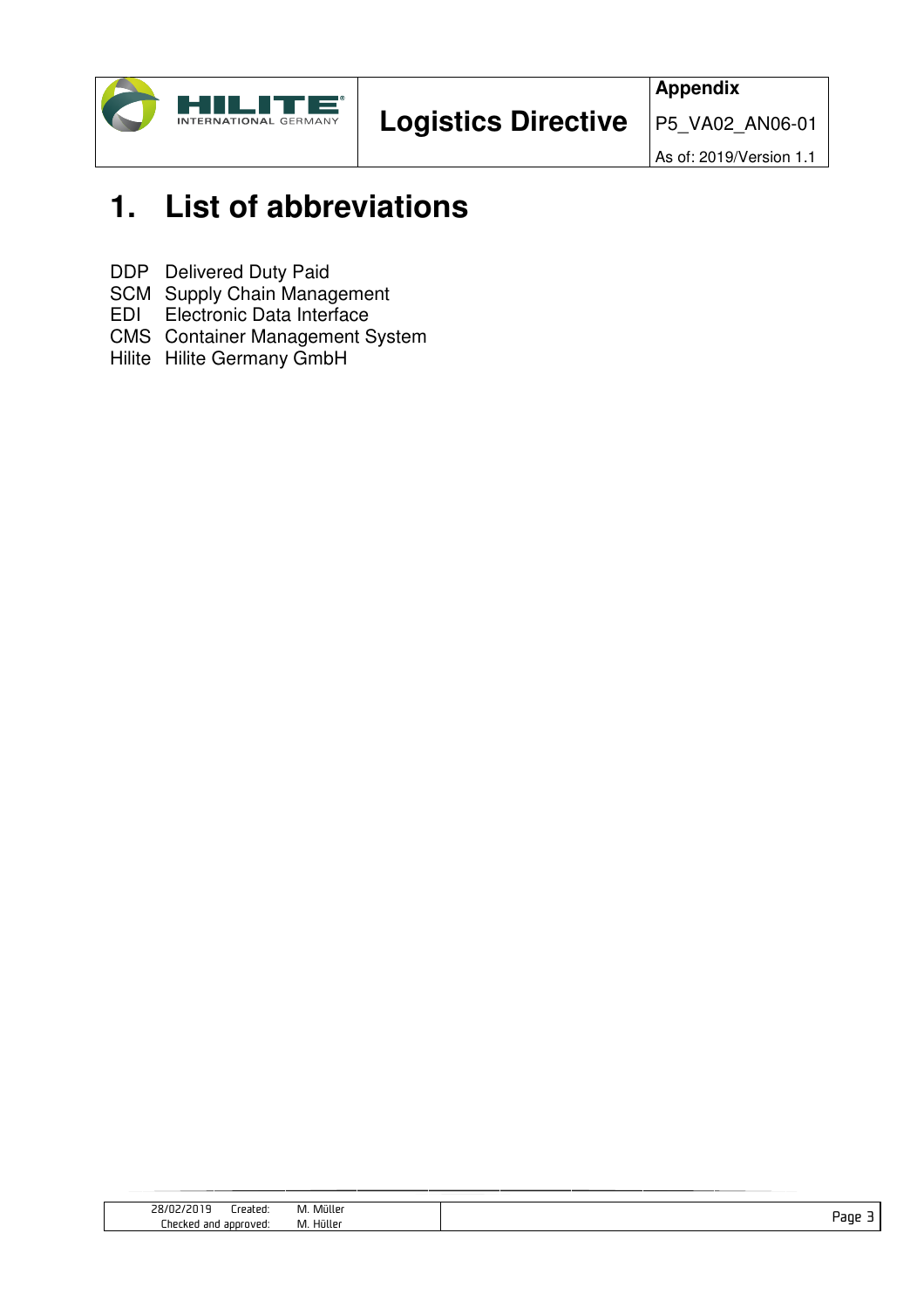# 1. List of abbreviations

| | |
|---|---|
| DDP | Delivered Duty Paid |
| SCM | Supply Chain Management |
| EDI | Electronic Data Interface |
| CMS | Container Management System |
| Hilite | Hilite Germany GmbH |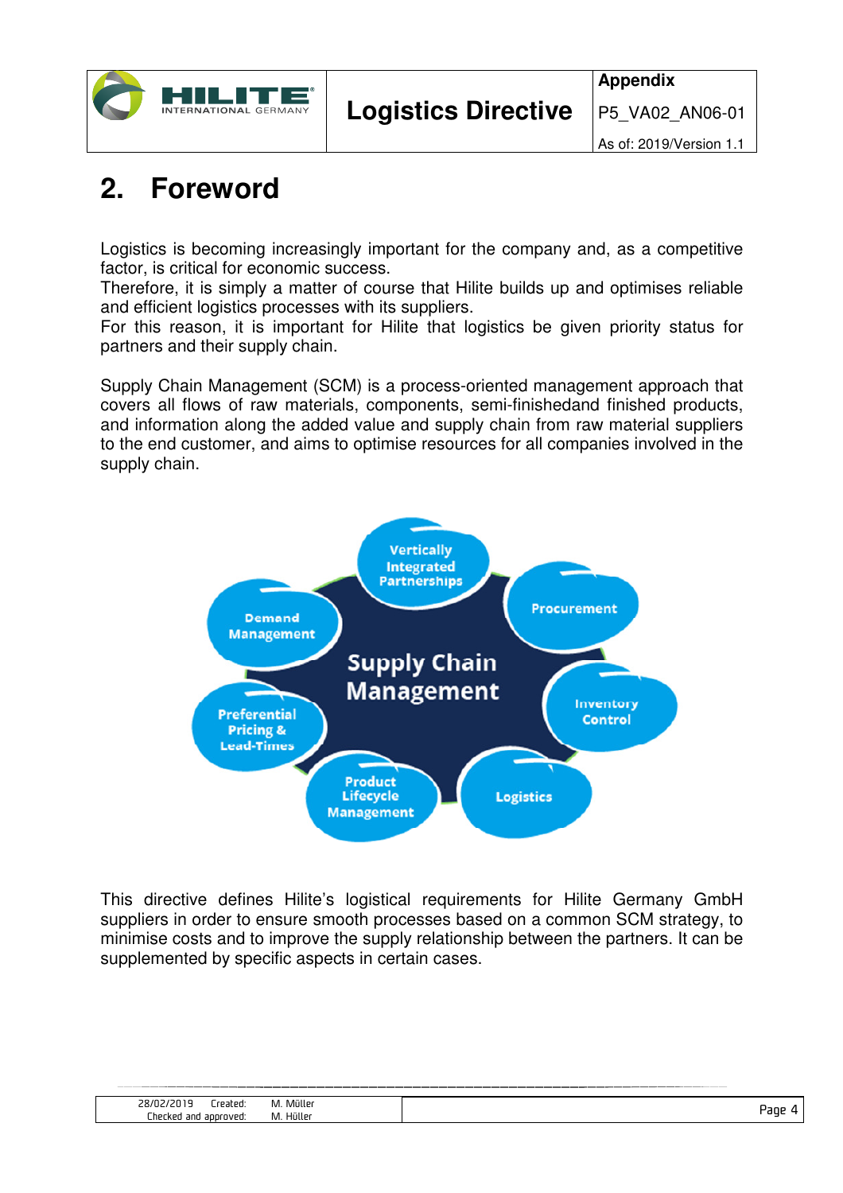# 2. Foreword

Logistics is becoming increasingly important for the company and, as a competitive factor, is critical for economic success.
Therefore, it is simply a matter of course that Hilite builds up and optimises reliable and efficient logistics processes with its suppliers.
For this reason, it is important for Hilite that logistics be given priority status for partners and their supply chain.

Supply Chain Management (SCM) is a process-oriented management approach that covers all flows of raw materials, components, semi-finishedand finished products, and information along the added value and supply chain from raw material suppliers to the end customer, and aims to optimise resources for all companies involved in the supply chain.

This directive defines Hilite's logistical requirements for Hilite Germany GmbH suppliers in order to ensure smooth processes based on a common SCM strategy, to minimise costs and to improve the supply relationship between the partners. It can be supplemented by specific aspects in certain cases.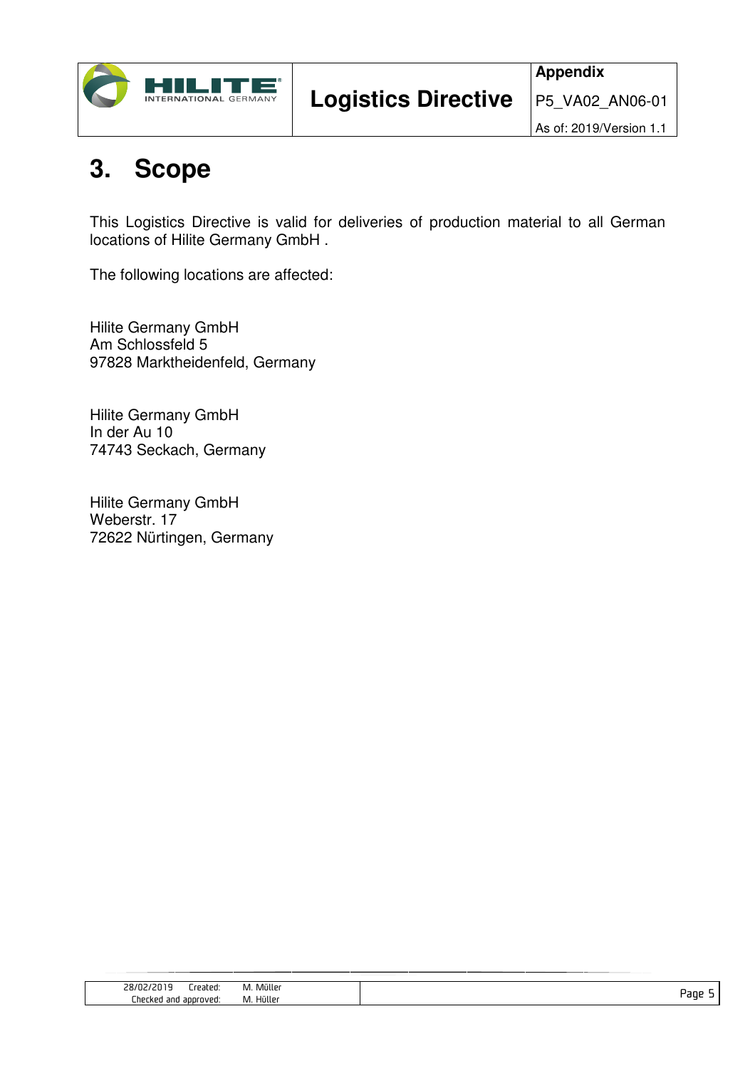# 3. Scope

This Logistics Directive is valid for deliveries of production material to all German locations of Hilite Germany GmbH .

The following locations are affected:

Hilite Germany GmbH
Am Schlossfeld 5
97828 Marktheidenfeld, Germany

Hilite Germany GmbH
In der Au 10
74743 Seckach, Germany

Hilite Germany GmbH
Weberstr. 17
72622 Nürtingen, Germany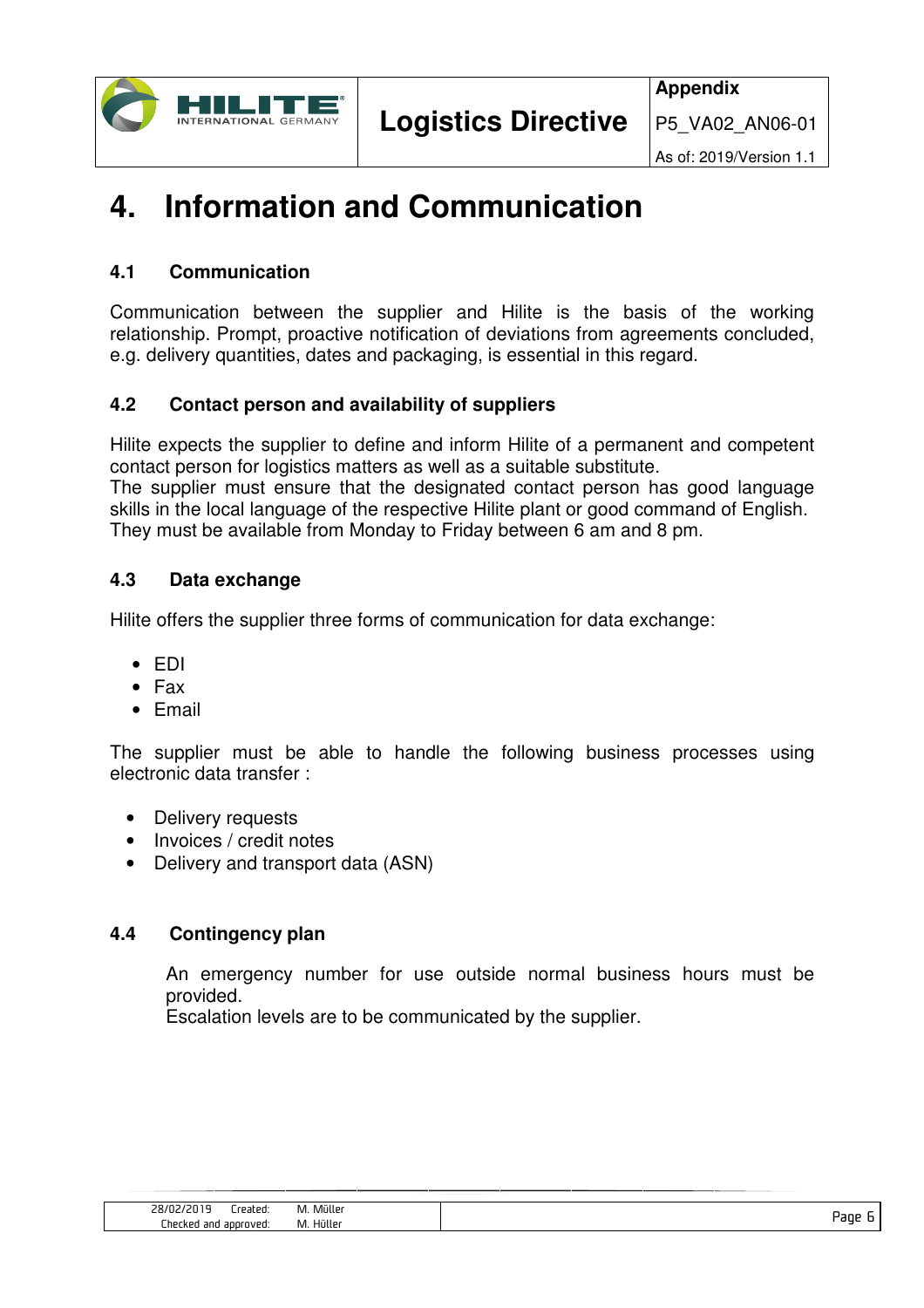# 4. Information and Communication

## 4.1 Communication

Communication between the supplier and Hilite is the basis of the working relationship. Prompt, proactive notification of deviations from agreements concluded, e.g. delivery quantities, dates and packaging, is essential in this regard.

## 4.2 Contact person and availability of suppliers

Hilite expects the supplier to define and inform Hilite of a permanent and competent contact person for logistics matters as well as a suitable substitute.
The supplier must ensure that the designated contact person has good language skills in the local language of the respective Hilite plant or good command of English. They must be available from Monday to Friday between 6 am and 8 pm.

## 4.3 Data exchange

Hilite offers the supplier three forms of communication for data exchange:

- EDI
- Fax
- Email

The supplier must be able to handle the following business processes using electronic data transfer :

- Delivery requests
- Invoices / credit notes
- Delivery and transport data (ASN)

## 4.4 Contingency plan

An emergency number for use outside normal business hours must be provided.
Escalation levels are to be communicated by the supplier.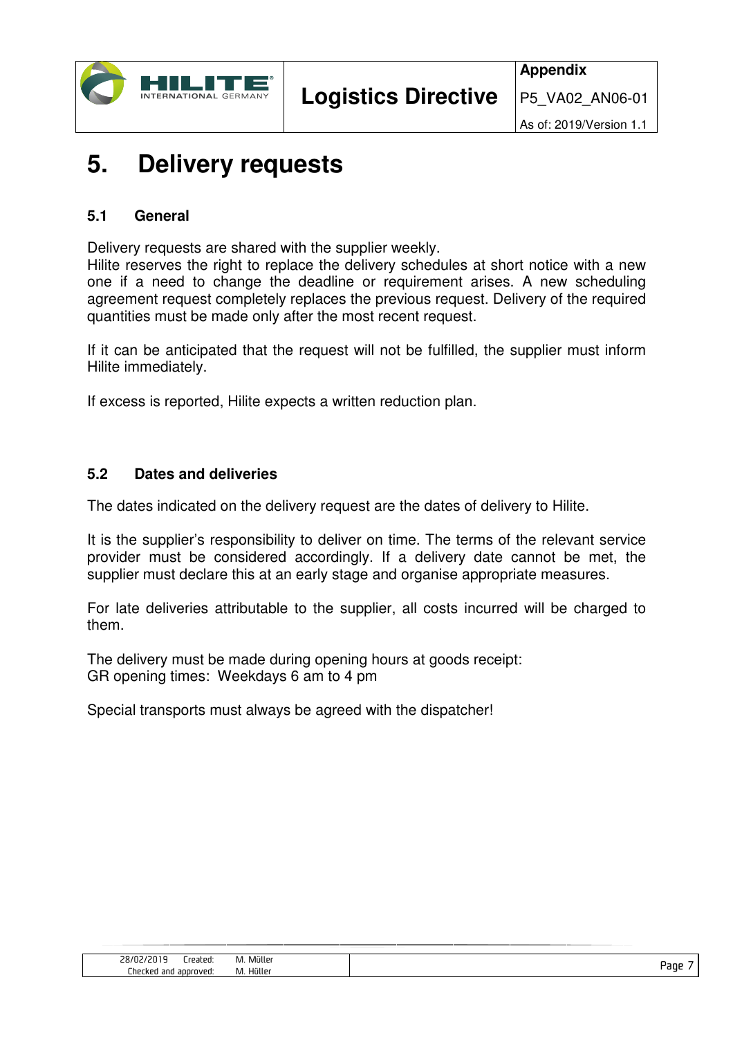# 5. Delivery requests

## 5.1 General

Delivery requests are shared with the supplier weekly.
Hilite reserves the right to replace the delivery schedules at short notice with a new one if a need to change the deadline or requirement arises. A new scheduling agreement request completely replaces the previous request. Delivery of the required quantities must be made only after the most recent request.

If it can be anticipated that the request will not be fulfilled, the supplier must inform Hilite immediately.

If excess is reported, Hilite expects a written reduction plan.

## 5.2 Dates and deliveries

The dates indicated on the delivery request are the dates of delivery to Hilite.

It is the supplier's responsibility to deliver on time. The terms of the relevant service provider must be considered accordingly. If a delivery date cannot be met, the supplier must declare this at an early stage and organise appropriate measures.

For late deliveries attributable to the supplier, all costs incurred will be charged to them.

The delivery must be made during opening hours at goods receipt:
GR opening times: Weekdays 6 am to 4 pm

Special transports must always be agreed with the dispatcher!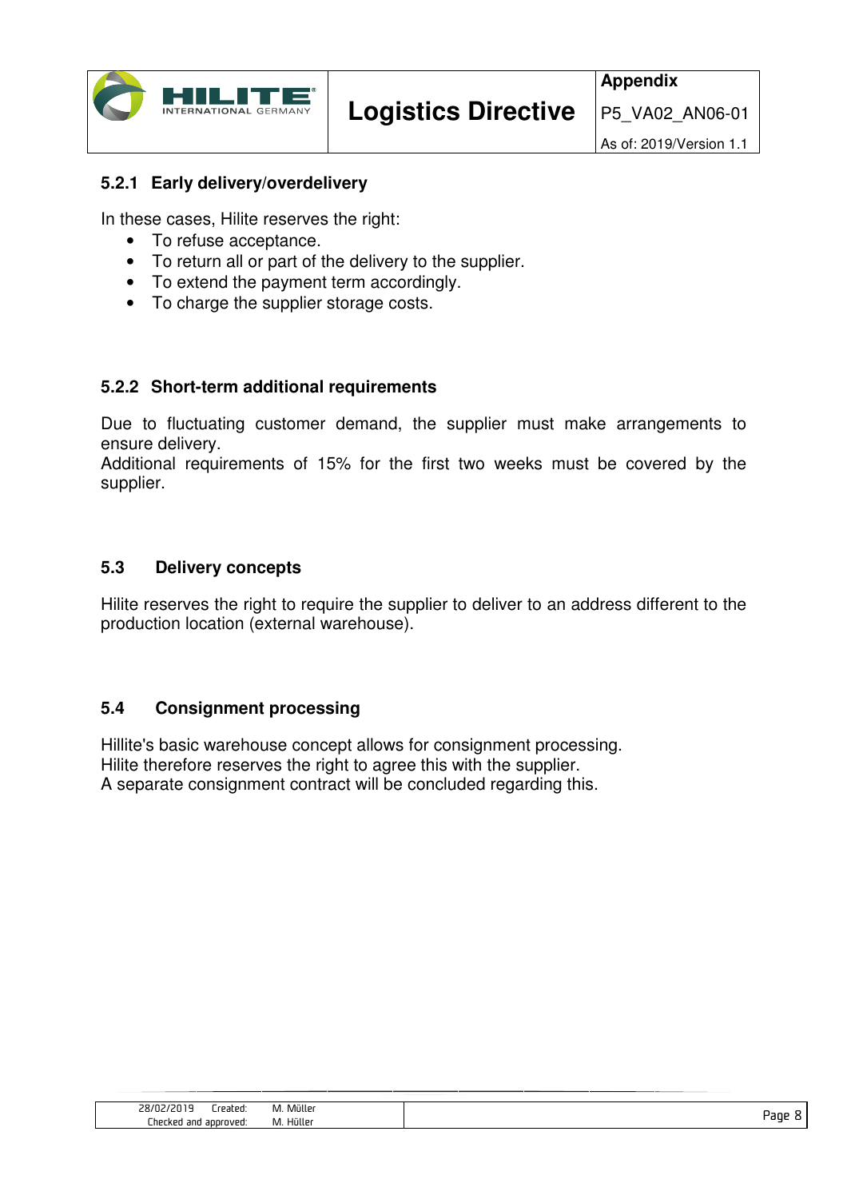### 5.2.1 Early delivery/overdelivery

In these cases, Hilite reserves the right:

- To refuse acceptance.
- To return all or part of the delivery to the supplier.
- To extend the payment term accordingly.
- To charge the supplier storage costs.

### 5.2.2 Short-term additional requirements

Due to fluctuating customer demand, the supplier must make arrangements to ensure delivery.
Additional requirements of 15% for the first two weeks must be covered by the supplier.

## 5.3 Delivery concepts

Hilite reserves the right to require the supplier to deliver to an address different to the production location (external warehouse).

## 5.4 Consignment processing

Hillite's basic warehouse concept allows for consignment processing.
Hilite therefore reserves the right to agree this with the supplier.
A separate consignment contract will be concluded regarding this.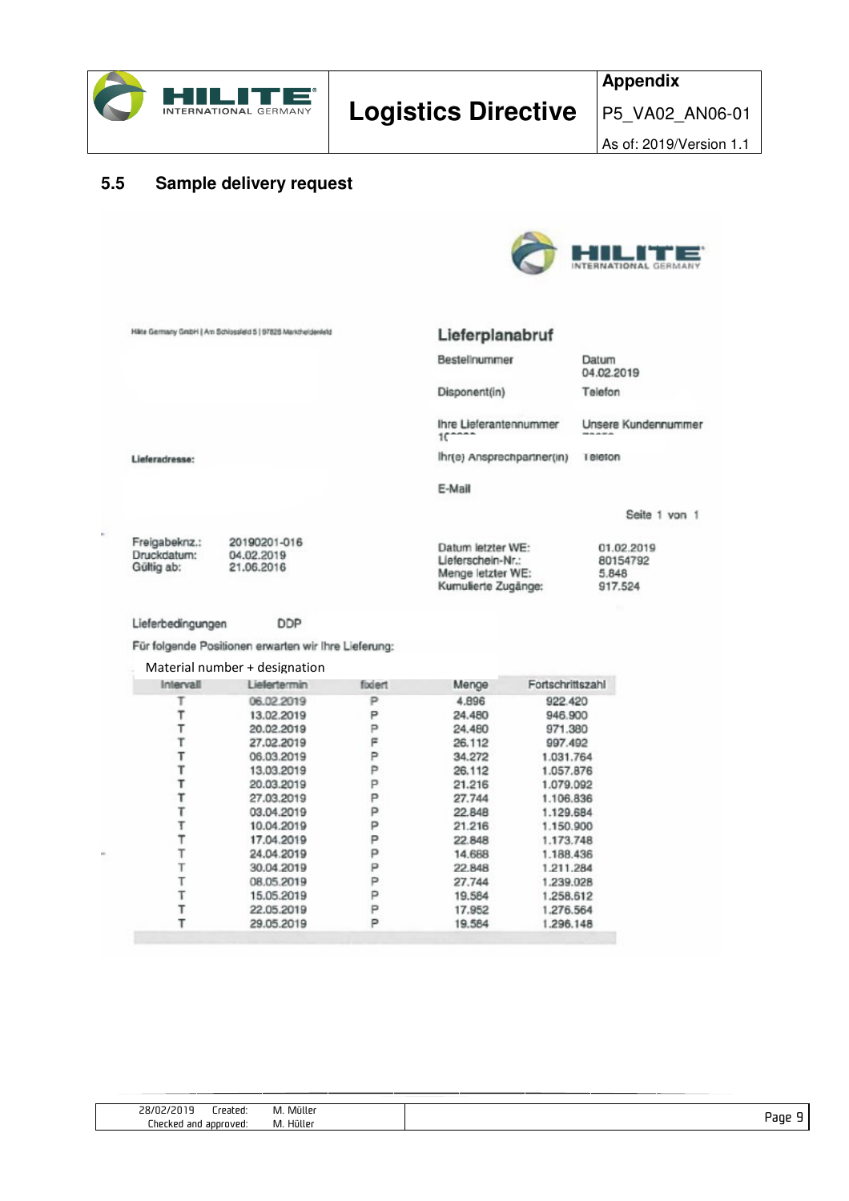## 5.5 Sample delivery request

Hilite Germany GmbH | Am Schlossfeld 5 | 97828 Marktheidenfeld

**Lieferplanabruf**

| | |
|---|---|
| Bestellnummer | Datum 04.02.2019 |
| Disponent(in) | Telefon |
| Ihre Lieferantennummer 1( | Unsere Kundennummer |
| Ihr(e) Ansprechpartner(in) | Telefon |
| E-Mail | |

**Lieferadresse:**

Seite 1 von 1

Freigabeknz.: 20190201-016
Druckdatum: 04.02.2019
Gültig ab: 21.06.2016

Datum letzter WE: 01.02.2019
Lieferschein-Nr.: 80154792
Menge letzter WE: 5.848
Kumulierte Zugänge: 917.524

Lieferbedingungen DDP

Für folgende Positionen erwarten wir Ihre Lieferung:

Material number + designation

| Intervall | Liefertermin | fixiert | Menge | Fortschrittszahl |
|---|---|---|---|---|
| T | 06.02.2019 | P | 4.896 | 922.420 |
| T | 13.02.2019 | P | 24.480 | 946.900 |
| T | 20.02.2019 | P | 24.480 | 971.380 |
| T | 27.02.2019 | F | 26.112 | 997.492 |
| T | 06.03.2019 | P | 34.272 | 1.031.764 |
| T | 13.03.2019 | P | 26.112 | 1.057.876 |
| T | 20.03.2019 | P | 21.216 | 1.079.092 |
| T | 27.03.2019 | P | 27.744 | 1.106.836 |
| T | 03.04.2019 | P | 22.848 | 1.129.684 |
| T | 10.04.2019 | P | 21.216 | 1.150.900 |
| T | 17.04.2019 | P | 22.848 | 1.173.748 |
| T | 24.04.2019 | P | 14.688 | 1.188.436 |
| T | 30.04.2019 | P | 22.848 | 1.211.284 |
| T | 08.05.2019 | P | 27.744 | 1.239.028 |
| T | 15.05.2019 | P | 19.584 | 1.258.612 |
| T | 22.05.2019 | P | 17.952 | 1.276.564 |
| T | 29.05.2019 | P | 19.584 | 1.296.148 |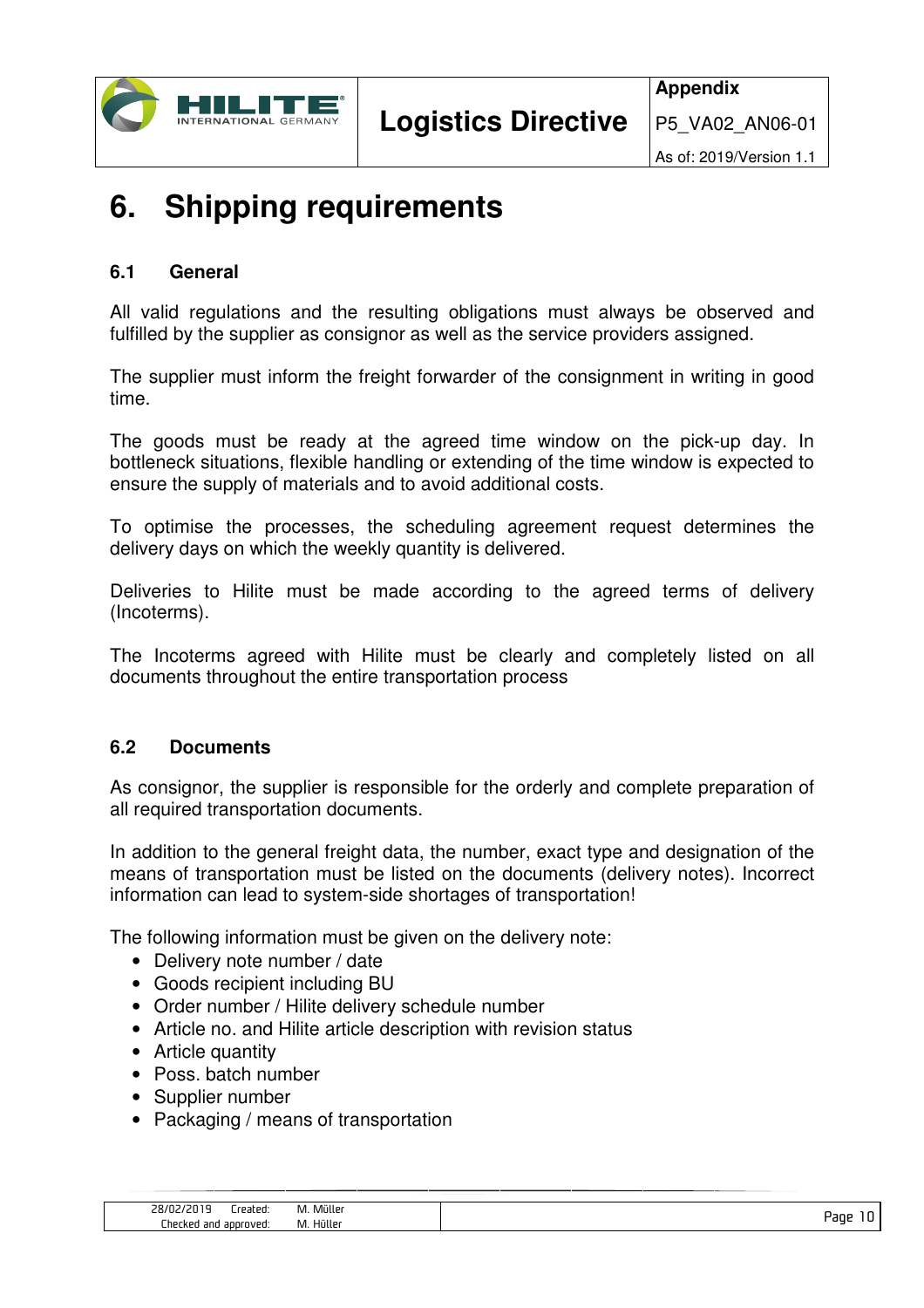# 6. Shipping requirements

## 6.1 General

All valid regulations and the resulting obligations must always be observed and fulfilled by the supplier as consignor as well as the service providers assigned.

The supplier must inform the freight forwarder of the consignment in writing in good time.

The goods must be ready at the agreed time window on the pick-up day. In bottleneck situations, flexible handling or extending of the time window is expected to ensure the supply of materials and to avoid additional costs.

To optimise the processes, the scheduling agreement request determines the delivery days on which the weekly quantity is delivered.

Deliveries to Hilite must be made according to the agreed terms of delivery (Incoterms).

The Incoterms agreed with Hilite must be clearly and completely listed on all documents throughout the entire transportation process

## 6.2 Documents

As consignor, the supplier is responsible for the orderly and complete preparation of all required transportation documents.

In addition to the general freight data, the number, exact type and designation of the means of transportation must be listed on the documents (delivery notes). Incorrect information can lead to system-side shortages of transportation!

The following information must be given on the delivery note:

- Delivery note number / date
- Goods recipient including BU
- Order number / Hilite delivery schedule number
- Article no. and Hilite article description with revision status
- Article quantity
- Poss. batch number
- Supplier number
- Packaging / means of transportation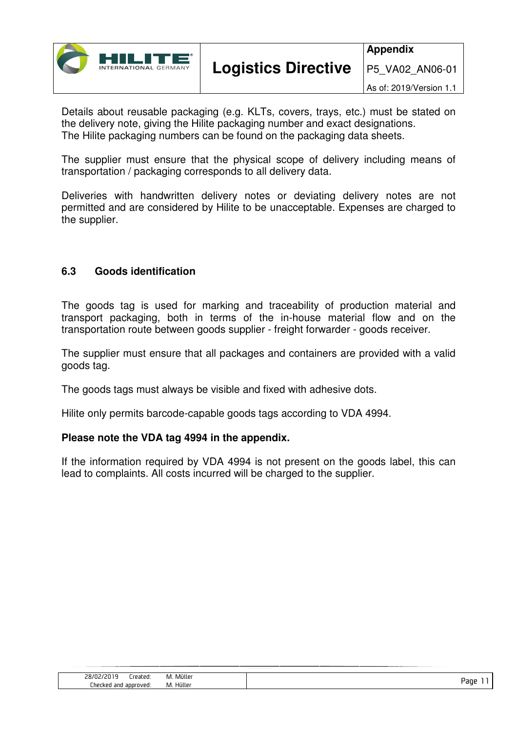Details about reusable packaging (e.g. KLTs, covers, trays, etc.) must be stated on the delivery note, giving the Hilite packaging number and exact designations.
The Hilite packaging numbers can be found on the packaging data sheets.

The supplier must ensure that the physical scope of delivery including means of transportation / packaging corresponds to all delivery data.

Deliveries with handwritten delivery notes or deviating delivery notes are not permitted and are considered by Hilite to be unacceptable. Expenses are charged to the supplier.

## 6.3 Goods identification

The goods tag is used for marking and traceability of production material and transport packaging, both in terms of the in-house material flow and on the transportation route between goods supplier - freight forwarder - goods receiver.

The supplier must ensure that all packages and containers are provided with a valid goods tag.

The goods tags must always be visible and fixed with adhesive dots.

Hilite only permits barcode-capable goods tags according to VDA 4994.

**Please note the VDA tag 4994 in the appendix.**

If the information required by VDA 4994 is not present on the goods label, this can lead to complaints. All costs incurred will be charged to the supplier.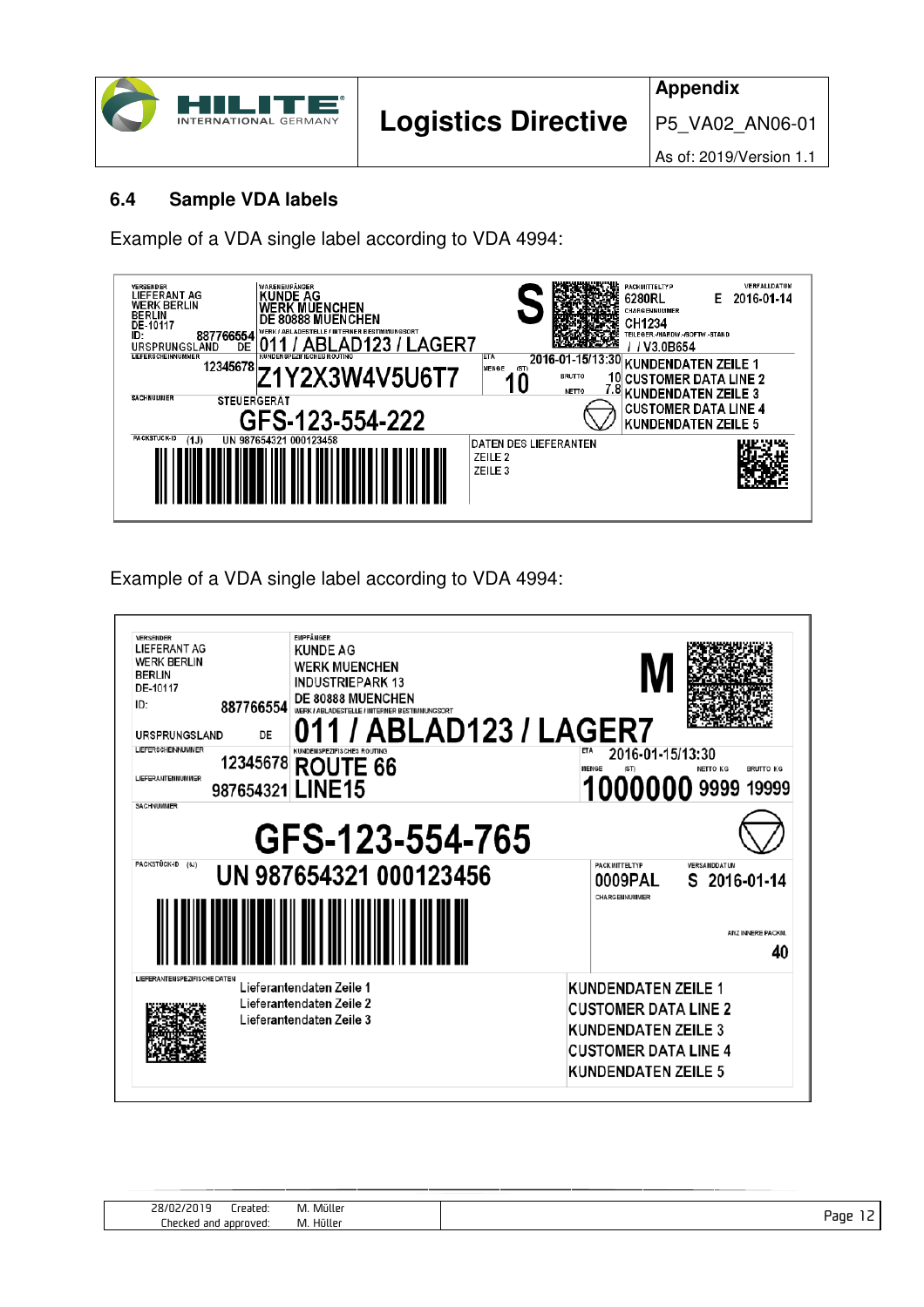## 6.4 Sample VDA labels

Example of a VDA single label according to VDA 4994:

VERSENDER
LIEFERANT AG
WERK BERLIN
BERLIN
DE-10117
ID: 887766554
URSPRUNGSLAND DE

WARENEMPFÄNGER
KUNDE AG
WERK MUENCHEN
DE 80888 MUENCHEN
WERK / ABLADESTELLE / INTERNER BESTIMMUNGSORT
011 / ABLAD123 / LAGER7

S

PACKMITTELTYP
6280RL
VERFALLDATUM
E 2016-01-14
CHARGENNUMMER
CH1234
TEILEGER.-/HARDW.-/SOFTW.-STAND
/ / V3.0B654

LIEFERSCHEINNUMMER
12345678
KUNDENSPEZIFISCHES ROUTING
Z1Y2X3W4V5U6T7

ETA 2016-01-15/13:30
MENGE (ST) 10
BRUTTO 10
NETTO 7.8

KUNDENDATEN ZEILE 1
CUSTOMER DATA LINE 2
KUNDENDATEN ZEILE 3
CUSTOMER DATA LINE 4
KUNDENDATEN ZEILE 5

SACHNUMMER
STEUERGERAT
GFS-123-554-222

PACKSTÜCK-ID (1J) UN 987654321 000123458

DATEN DES LIEFERANTEN
ZEILE 2
ZEILE 3

Example of a VDA single label according to VDA 4994:

VERSENDER
LIEFERANT AG
WERK BERLIN
BERLIN
DE-10117
ID: 887766554
URSPRUNGSLAND DE

EMPFÄNGER
KUNDE AG
WERK MUENCHEN
INDUSTRIEPARK 13
DE 80888 MUENCHEN
WERK / ABLADESTELLE / INTERNER BESTIMMUNGSORT
011 / ABLAD123 / LAGER7

M

LIEFERSCHEINNUMMER
12345678
LIEFERANTENNUMMER
987654321

KUNDENSPEZIFISCHES ROUTING
ROUTE 66
LINE15

ETA 2016-01-15/13:30
MENGE (ST) 1000000
NETTO KG 9999
BRUTTO KG 19999

SACHNUMMER
GFS-123-554-765

PACKSTÜCK-ID (4J) UN 987654321 000123456

PACKMITTELTYP
0009PAL
VERSANDDATUM
S 2016-01-14
CHARGENNUMMER
ANZ INNERE PACKM.
40

LIEFERANTENSPEZIFISCHE DATEN
Lieferantendaten Zeile 1
Lieferantendaten Zeile 2
Lieferantendaten Zeile 3

KUNDENDATEN ZEILE 1
CUSTOMER DATA LINE 2
KUNDENDATEN ZEILE 3
CUSTOMER DATA LINE 4
KUNDENDATEN ZEILE 5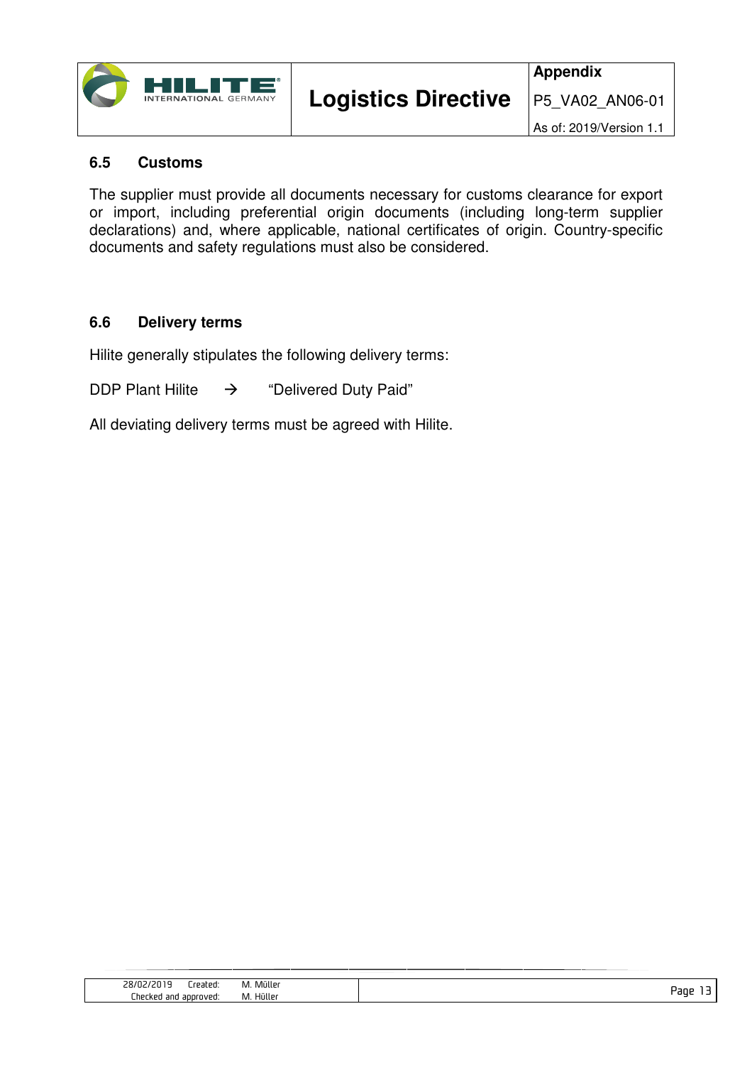### 6.5 Customs

The supplier must provide all documents necessary for customs clearance for export or import, including preferential origin documents (including long-term supplier declarations) and, where applicable, national certificates of origin. Country-specific documents and safety regulations must also be considered.

### 6.6 Delivery terms

Hilite generally stipulates the following delivery terms:

DDP Plant Hilite → "Delivered Duty Paid"

All deviating delivery terms must be agreed with Hilite.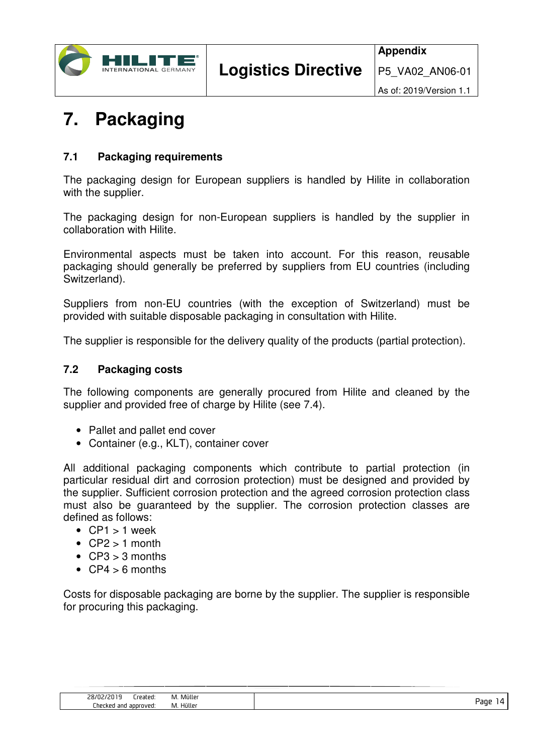# 7. Packaging

### 7.1 Packaging requirements

The packaging design for European suppliers is handled by Hilite in collaboration with the supplier.

The packaging design for non-European suppliers is handled by the supplier in collaboration with Hilite.

Environmental aspects must be taken into account. For this reason, reusable packaging should generally be preferred by suppliers from EU countries (including Switzerland).

Suppliers from non-EU countries (with the exception of Switzerland) must be provided with suitable disposable packaging in consultation with Hilite.

The supplier is responsible for the delivery quality of the products (partial protection).

### 7.2 Packaging costs

The following components are generally procured from Hilite and cleaned by the supplier and provided free of charge by Hilite (see 7.4).

- Pallet and pallet end cover
- Container (e.g., KLT), container cover

All additional packaging components which contribute to partial protection (in particular residual dirt and corrosion protection) must be designed and provided by the supplier. Sufficient corrosion protection and the agreed corrosion protection class must also be guaranteed by the supplier. The corrosion protection classes are defined as follows:

- CP1 > 1 week
- CP2 > 1 month
- CP3 > 3 months
- CP4 > 6 months

Costs for disposable packaging are borne by the supplier. The supplier is responsible for procuring this packaging.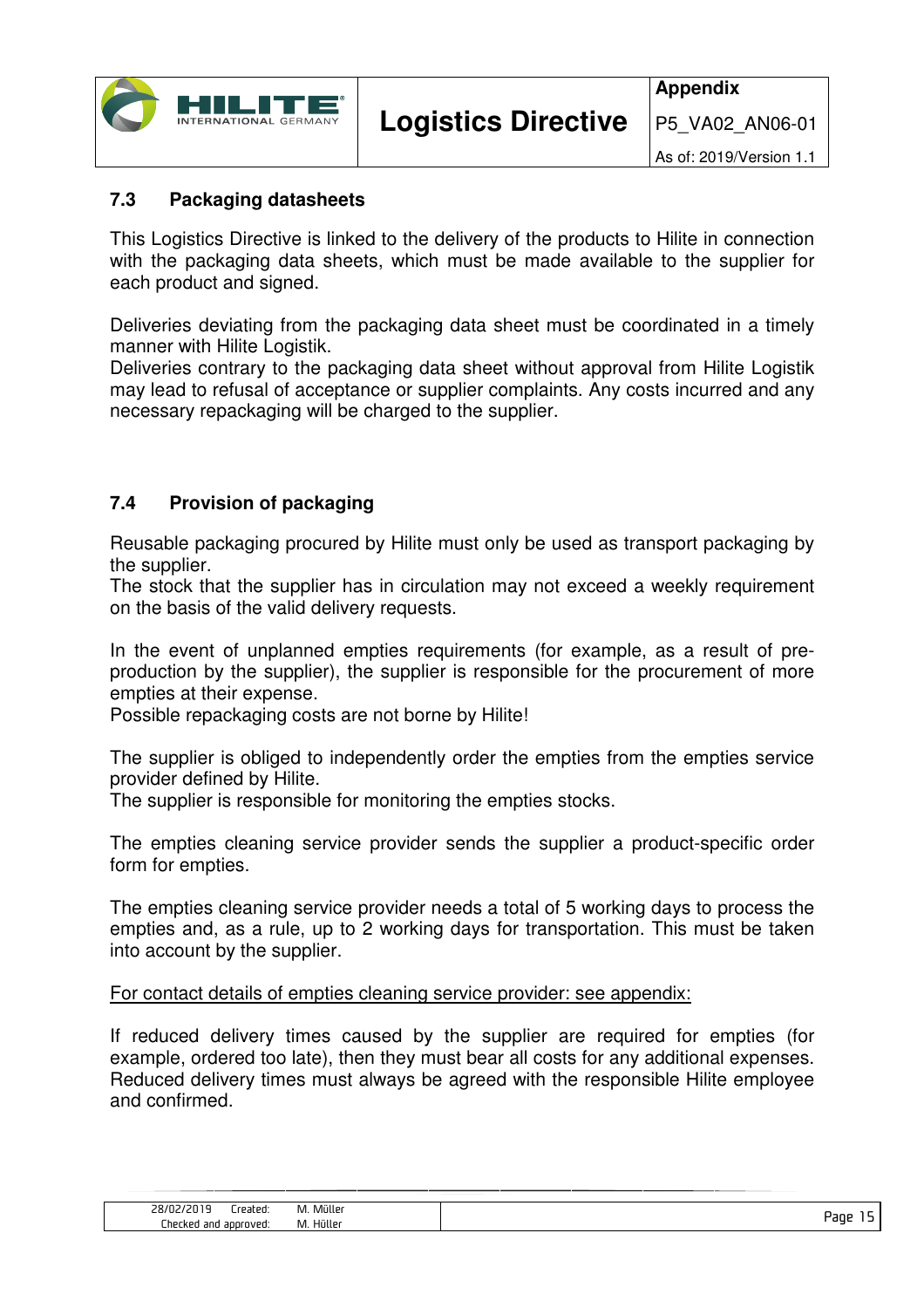### 7.3 Packaging datasheets

This Logistics Directive is linked to the delivery of the products to Hilite in connection with the packaging data sheets, which must be made available to the supplier for each product and signed.

Deliveries deviating from the packaging data sheet must be coordinated in a timely manner with Hilite Logistik.
Deliveries contrary to the packaging data sheet without approval from Hilite Logistik may lead to refusal of acceptance or supplier complaints. Any costs incurred and any necessary repackaging will be charged to the supplier.

### 7.4 Provision of packaging

Reusable packaging procured by Hilite must only be used as transport packaging by the supplier.
The stock that the supplier has in circulation may not exceed a weekly requirement on the basis of the valid delivery requests.

In the event of unplanned empties requirements (for example, as a result of pre-production by the supplier), the supplier is responsible for the procurement of more empties at their expense.
Possible repackaging costs are not borne by Hilite!

The supplier is obliged to independently order the empties from the empties service provider defined by Hilite.
The supplier is responsible for monitoring the empties stocks.

The empties cleaning service provider sends the supplier a product-specific order form for empties.

The empties cleaning service provider needs a total of 5 working days to process the empties and, as a rule, up to 2 working days for transportation. This must be taken into account by the supplier.

<u>For contact details of empties cleaning service provider: see appendix:</u>

If reduced delivery times caused by the supplier are required for empties (for example, ordered too late), then they must bear all costs for any additional expenses. Reduced delivery times must always be agreed with the responsible Hilite employee and confirmed.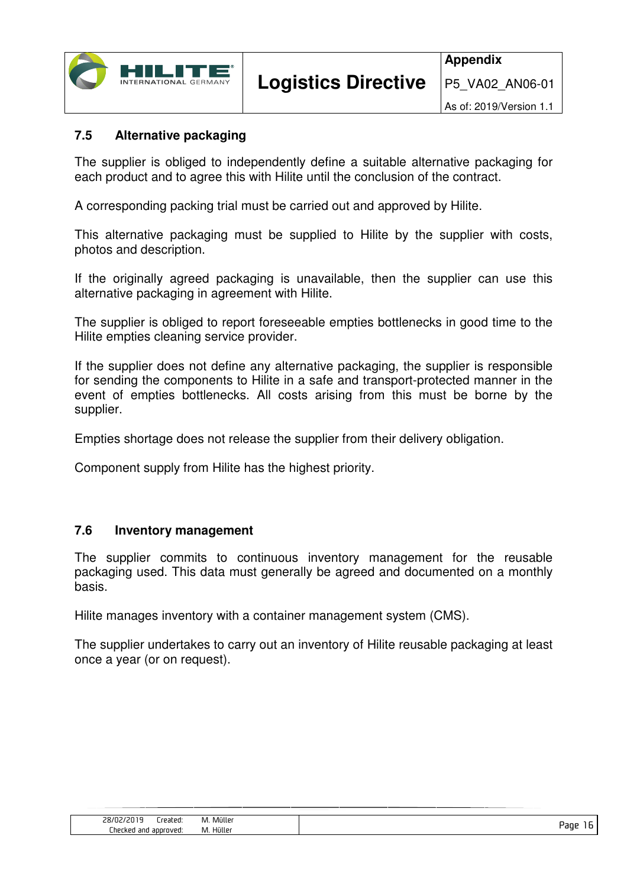### 7.5 Alternative packaging

The supplier is obliged to independently define a suitable alternative packaging for each product and to agree this with Hilite until the conclusion of the contract.

A corresponding packing trial must be carried out and approved by Hilite.

This alternative packaging must be supplied to Hilite by the supplier with costs, photos and description.

If the originally agreed packaging is unavailable, then the supplier can use this alternative packaging in agreement with Hilite.

The supplier is obliged to report foreseeable empties bottlenecks in good time to the Hilite empties cleaning service provider.

If the supplier does not define any alternative packaging, the supplier is responsible for sending the components to Hilite in a safe and transport-protected manner in the event of empties bottlenecks. All costs arising from this must be borne by the supplier.

Empties shortage does not release the supplier from their delivery obligation.

Component supply from Hilite has the highest priority.

### 7.6 Inventory management

The supplier commits to continuous inventory management for the reusable packaging used. This data must generally be agreed and documented on a monthly basis.

Hilite manages inventory with a container management system (CMS).

The supplier undertakes to carry out an inventory of Hilite reusable packaging at least once a year (or on request).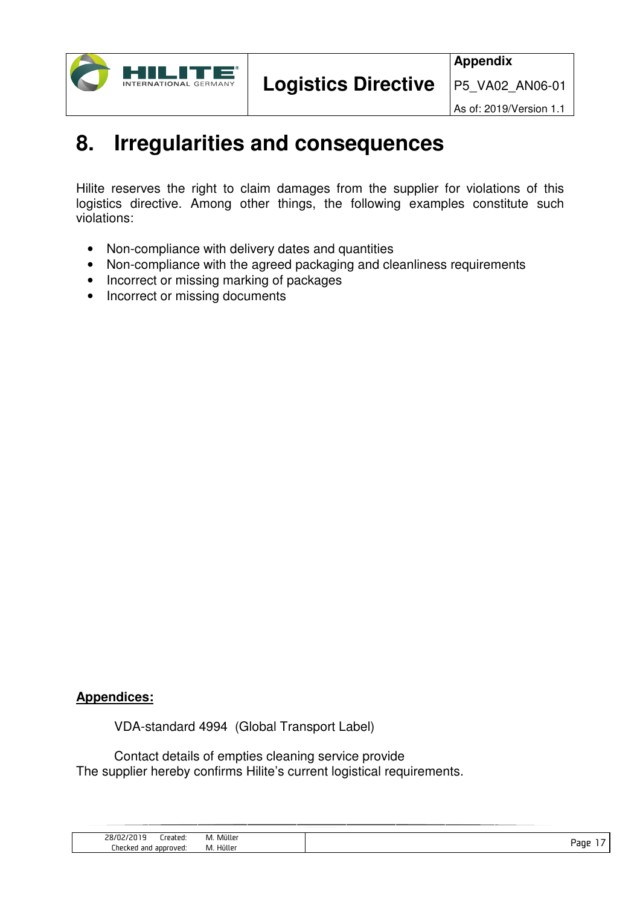# 8. Irregularities and consequences

Hilite reserves the right to claim damages from the supplier for violations of this logistics directive. Among other things, the following examples constitute such violations:

- Non-compliance with delivery dates and quantities
- Non-compliance with the agreed packaging and cleanliness requirements
- Incorrect or missing marking of packages
- Incorrect or missing documents

**Appendices:**

VDA-standard 4994 (Global Transport Label)

Contact details of empties cleaning service provide

The supplier hereby confirms Hilite's current logistical requirements.